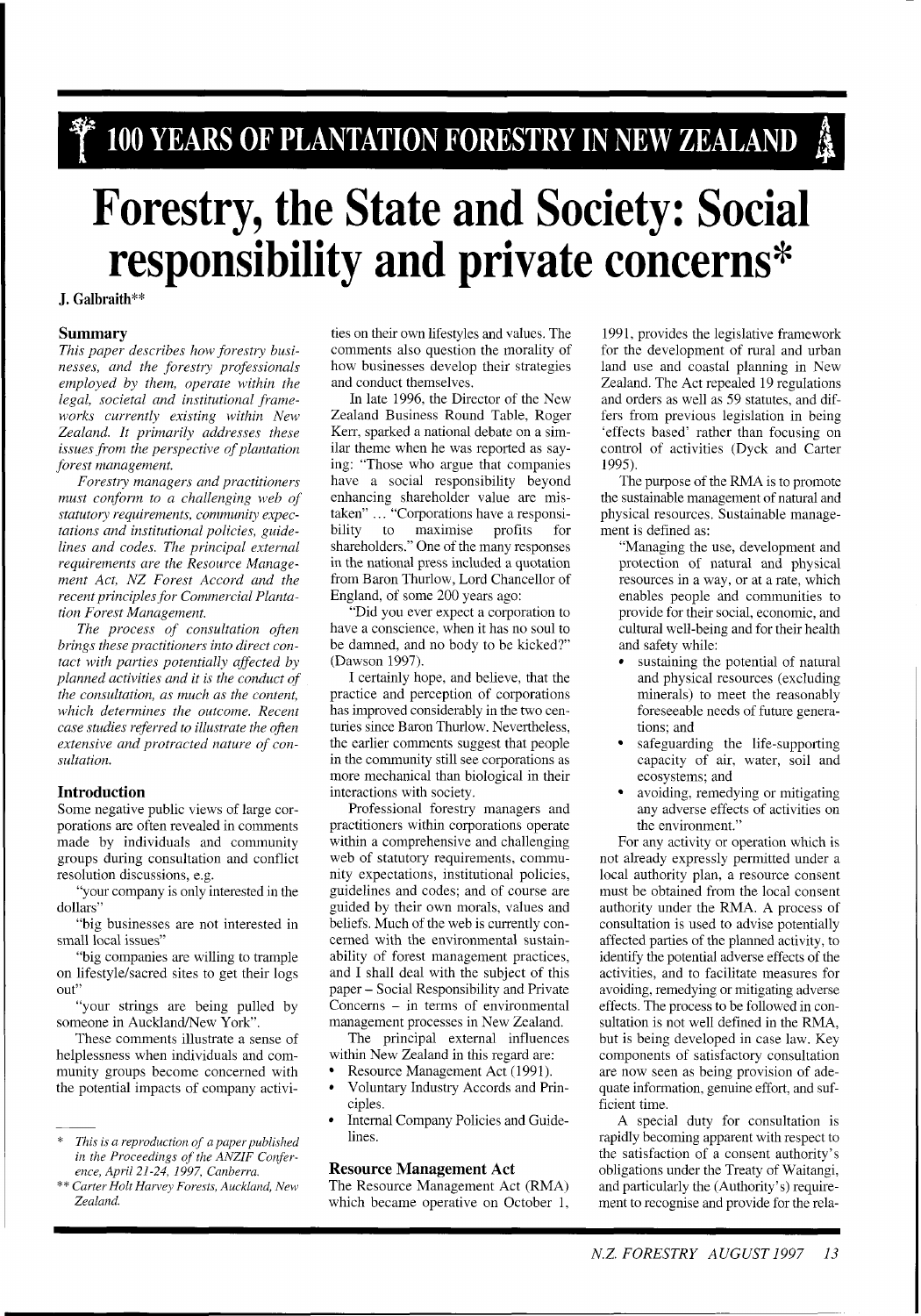# Forestry, the State and Society: Social responsibility and private concerns*

**J. Galbraith****

## Summary

*This paper describes how forestry businesses, and the forestry professionals employed by them, operate within the legal, societal and institutional frameworks currently existing within New Zealand. It primarily addresses these issues from the perspective of plantation forest management.*

*Forestry managers and practitioners must conform to a challenging web of statutory requirements, community expectations and institutional policies, guidelines and codes. The principal external requirements are the Resource Management Act, NZ Forest Accord and the recent principles for Commercial Plantation Forest Management.*

*The process of consultation often brings these practitioners into direct contact with parties potentially affected by planned activities and it is the conduct of the consultation, as much as the content, which determines the outcome. Recent case studies referred to illustrate the often extensive and protracted nature of consultation.*

## Introduction

Some negative public views of large corporations are often revealed in comments made by individuals and community groups during consultation and conflict resolution discussions, e.g.

"your company is only interested in the dollars"

"big businesses are not interested in small local issues"

"big companies are willing to trample on lifestyle/sacred sites to get their logs out"

"your strings are being pulled by someone in Auckland/New York".

These comments illustrate a sense of helplessness when individuals and community groups become concerned with the potential impacts of company activities on their own lifestyles and values. The comments also question the morality of how businesses develop their strategies and conduct themselves.

In late 1996, the Director of the New Zealand Business Round Table, Roger Kerr, sparked a national debate on a similar theme when he was reported as saying: "Those who argue that companies have a social responsibility beyond enhancing shareholder value are mistaken" ... "Corporations have a responsibility to maximise profits for shareholders." One of the many responses in the national press included a quotation from Baron Thurlow, Lord Chancellor of England, of some 200 years ago:

"Did you ever expect a corporation to have a conscience, when it has no soul to be damned, and no body to be kicked?" (Dawson 1997).

I certainly hope, and believe, that the practice and perception of corporations has improved considerably in the two centuries since Baron Thurlow. Nevertheless, the earlier comments suggest that people in the community still see corporations as more mechanical than biological in their interactions with society.

Professional forestry managers and practitioners within corporations operate within a comprehensive and challenging web of statutory requirements, community expectations, institutional policies, guidelines and codes; and of course are guided by their own morals, values and beliefs. Much of the web is currently concerned with the environmental sustainability of forest management practices, and I shall deal with the subject of this paper – Social Responsibility and Private Concerns – in terms of environmental management processes in New Zealand.

The principal external influences within New Zealand in this regard are:

- Resource Management Act (1991).
- Voluntary Industry Accords and Principles.
- Internal Company Policies and Guidelines.

## Resource Management Act

The Resource Management Act (RMA) which became operative on October 1, 1991, provides the legislative framework for the development of rural and urban land use and coastal planning in New Zealand. The Act repealed 19 regulations and orders as well as 59 statutes, and differs from previous legislation in being 'effects based' rather than focusing on control of activities (Dyck and Carter 1995).

The purpose of the RMA is to promote the sustainable management of natural and physical resources. Sustainable management is defined as:

"Managing the use, development and protection of natural and physical resources in a way, or at a rate, which enables people and communities to provide for their social, economic, and cultural well-being and for their health and safety while:

- sustaining the potential of natural and physical resources (excluding minerals) to meet the reasonably foreseeable needs of future generations; and
- safeguarding the life-supporting capacity of air, water, soil and ecosystems; and
- avoiding, remedying or mitigating any adverse effects of activities on the environment."

For any activity or operation which is not already expressly permitted under a local authority plan, a resource consent must be obtained from the local consent authority under the RMA. A process of consultation is used to advise potentially affected parties of the planned activity, to identify the potential adverse effects of the activities, and to facilitate measures for avoiding, remedying or mitigating adverse effects. The process to be followed in consultation is not well defined in the RMA, but is being developed in case law. Key components of satisfactory consultation are now seen as being provision of adequate information, genuine effort, and sufficient time.

A special duty for consultation is rapidly becoming apparent with respect to the satisfaction of a consent authority's obligations under the Treaty of Waitangi, and particularly the (Authority's) requirement to recognise and provide for the rela-

---

\* *This is a reproduction of a paper published in the Proceedings of the ANZIF Conference, April 21-24, 1997, Canberra.*

\** *Carter Holt Harvey Forests, Auckland, New Zealand.*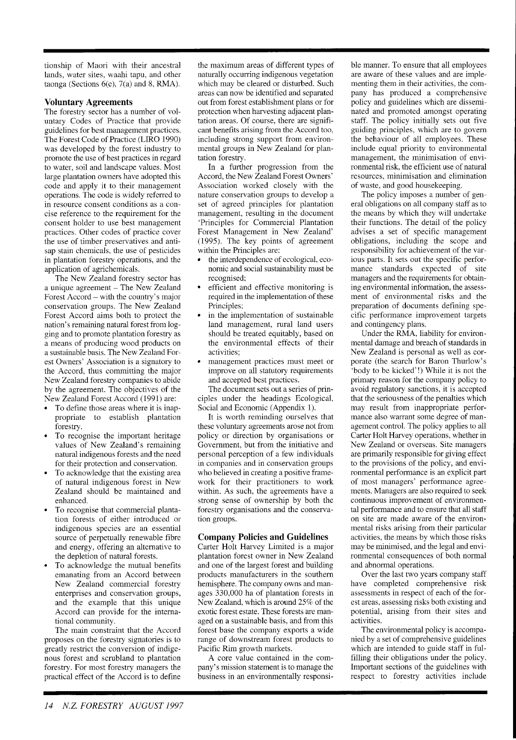tionship of Maori with their ancestral lands, water sites, waahi tapu, and other taonga (Sections 6(e), 7(a) and 8, RMA).

## Voluntary Agreements

The forestry sector has a number of voluntary Codes of Practice that provide guidelines for best management practices. The Forest Code of Practice (LIRO 1990) was developed by the forest industry to promote the use of best practices in regard to water, soil and landscape values. Most large plantation owners have adopted this code and apply it to their management operations. The code is widely referred to in resource consent conditions as a concise reference to the requirement for the consent holder to use best management practices. Other codes of practice cover the use of timber preservatives and antisap stain chemicals, the use of pesticides in plantation forestry operations, and the application of agrichemicals.

The New Zealand forestry sector has a unique agreement – The New Zealand Forest Accord – with the country's major conservation groups. The New Zealand Forest Accord aims both to protect the nation's remaining natural forest from logging and to promote plantation forestry as a means of producing wood products on a sustainable basis. The New Zealand Forest Owners' Association is a signatory to the Accord, thus committing the major New Zealand forestry companies to abide by the agreement. The objectives of the New Zealand Forest Accord (1991) are:

- To define those areas where it is inappropriate to establish plantation forestry.
- To recognise the important heritage values of New Zealand's remaining natural indigenous forests and the need for their protection and conservation.
- To acknowledge that the existing area of natural indigenous forest in New Zealand should be maintained and enhanced.
- To recognise that commercial plantation forests of either introduced or indigenous species are an essential source of perpetually renewable fibre and energy, offering an alternative to the depletion of natural forests.
- To acknowledge the mutual benefits emanating from an Accord between New Zealand commercial forestry enterprises and conservation groups, and the example that this unique Accord can provide for the international community.

The main constraint that the Accord proposes on the forestry signatories is to greatly restrict the conversion of indigenous forest and scrubland to plantation forestry. For most forestry managers the practical effect of the Accord is to define the maximum areas of different types of naturally occurring indigenous vegetation which may be cleared or disturbed. Such areas can now be identified and separated out from forest establishment plans or for protection when harvesting adjacent plantation areas. Of course, there are significant benefits arising from the Accord too, including strong support from environmental groups in New Zealand for plantation forestry.

In a further progression from the Accord, the New Zealand Forest Owners' Association worked closely with the nature conservation groups to develop a set of agreed principles for plantation management, resulting in the document 'Principles for Commercial Plantation Forest Management in New Zealand' (1995). The key points of agreement within the Principles are:

- the interdependence of ecological, economic and social sustainability must be recognised;
- efficient and effective monitoring is required in the implementation of these Principles;
- in the implementation of sustainable land management, rural land users should be treated equitably, based on the environmental effects of their activities;
- management practices must meet or improve on all statutory requirements and accepted best practices.

The document sets out a series of principles under the headings Ecological, Social and Economic (Appendix 1).

It is worth reminding ourselves that these voluntary agreements arose not from policy or direction by organisations or Government, but from the initiative and personal perception of a few individuals in companies and in conservation groups who believed in creating a positive framework for their practitioners to work within. As such, the agreements have a strong sense of ownership by both the forestry organisations and the conservation groups.

## Company Policies and Guidelines

Carter Holt Harvey Limited is a major plantation forest owner in New Zealand and one of the largest forest and building products manufacturers in the southern hemisphere. The company owns and manages 330,000 ha of plantation forests in New Zealand, which is around 25% of the exotic forest estate. These forests are managed on a sustainable basis, and from this forest base the company exports a wide range of downstream forest products to Pacific Rim growth markets.

A core value contained in the company's mission statement is to manage the business in an environmentally responsible manner. To ensure that all employees are aware of these values and are implementing them in their activities, the company has produced a comprehensive policy and guidelines which are disseminated and promoted amongst operating staff. The policy initially sets out five guiding principles, which are to govern the behaviour of all employees. These include equal priority to environmental management, the minimisation of environmental risk, the efficient use of natural resources, minimisation and elimination of waste, and good housekeeping.

The policy imposes a number of general obligations on all company staff as to the means by which they will undertake their functions. The detail of the policy advises a set of specific management obligations, including the scope and responsibility for achievement of the various parts. It sets out the specific performance standards expected of site managers and the requirements for obtaining environmental information, the assessment of environmental risks and the preparation of documents defining specific performance improvement targets and contingency plans.

Under the RMA, liability for environmental damage and breach of standards in New Zealand is personal as well as corporate (the search for Baron Thurlow's 'body to be kicked'!) While it is not the primary reason for the company policy to avoid regulatory sanctions, it is accepted that the seriousness of the penalties which may result from inappropriate performance also warrant some degree of management control. The policy applies to all Carter Holt Harvey operations, whether in New Zealand or overseas. Site managers are primarily responsible for giving effect to the provisions of the policy, and environmental performance is an explicit part of most managers' performance agreements. Managers are also required to seek continuous improvement of environmental performance and to ensure that all staff on site are made aware of the environmental risks arising from their particular activities, the means by which those risks may be minimised, and the legal and environmental consequences of both normal and abnormal operations.

Over the last two years company staff have completed comprehensive risk assessments in respect of each of the forest areas, assessing risks both existing and potential, arising from their sites and activities.

The environmental policy is accompanied by a set of comprehensive guidelines which are intended to guide staff in fulfilling their obligations under the policy. Important sections of the guidelines with respect to forestry activities include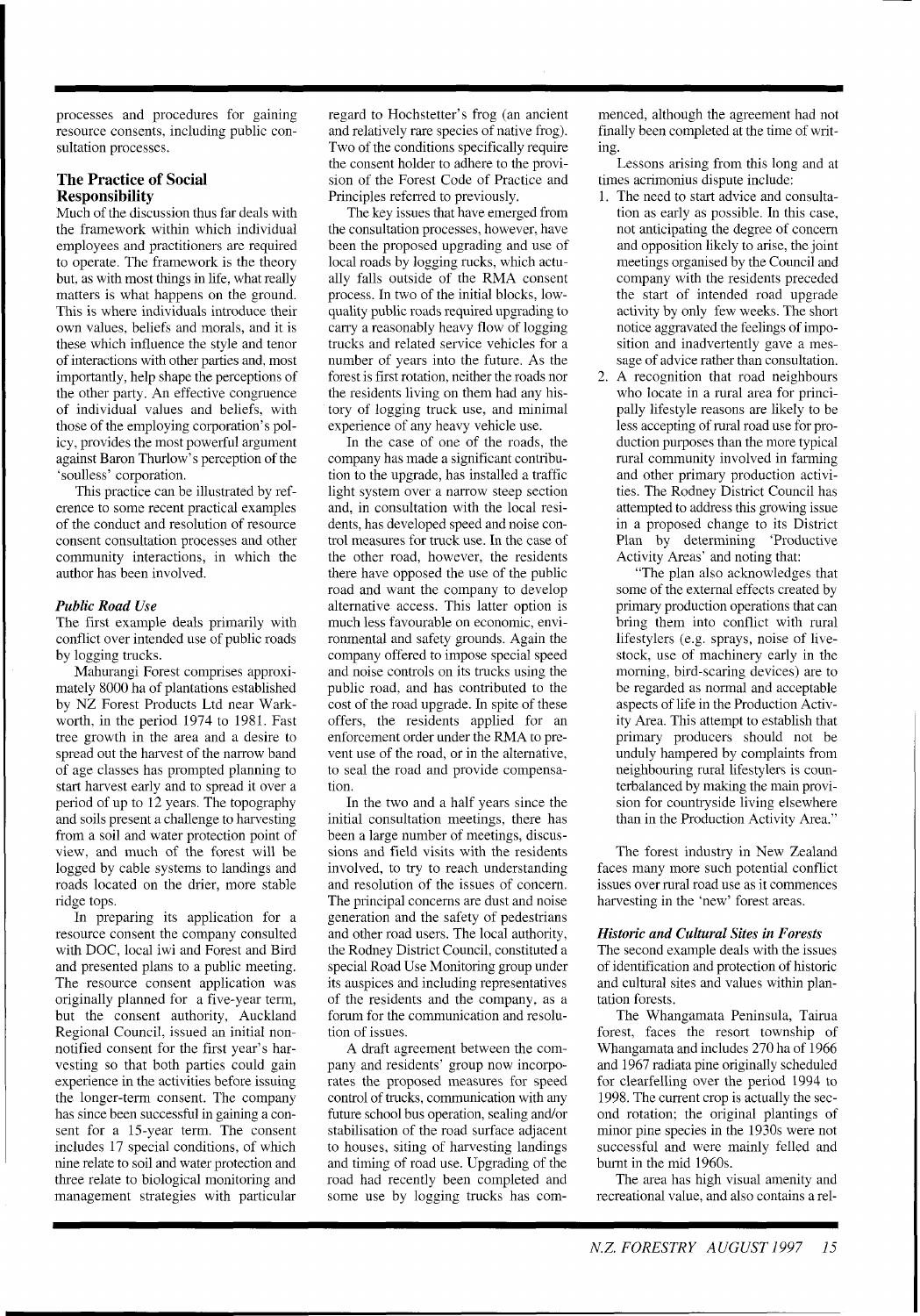processes and procedures for gaining resource consents, including public consultation processes.

## The Practice of Social Responsibility

Much of the discussion thus far deals with the framework within which individual employees and practitioners are required to operate. The framework is the theory but, as with most things in life, what really matters is what happens on the ground. This is where individuals introduce their own values, beliefs and morals, and it is these which influence the style and tenor of interactions with other parties and, most importantly, help shape the perceptions of the other party. An effective congruence of individual values and beliefs, with those of the employing corporation's policy, provides the most powerful argument against Baron Thurlow's perception of the 'soulless' corporation.

This practice can be illustrated by reference to some recent practical examples of the conduct and resolution of resource consent consultation processes and other community interactions, in which the author has been involved.

### *Public Road Use*

The first example deals primarily with conflict over intended use of public roads by logging trucks.

Mahurangi Forest comprises approximately 8000 ha of plantations established by NZ Forest Products Ltd near Warkworth, in the period 1974 to 1981. Fast tree growth in the area and a desire to spread out the harvest of the narrow band of age classes has prompted planning to start harvest early and to spread it over a period of up to 12 years. The topography and soils present a challenge to harvesting from a soil and water protection point of view, and much of the forest will be logged by cable systems to landings and roads located on the drier, more stable ridge tops.

In preparing its application for a resource consent the company consulted with DOC, local iwi and Forest and Bird and presented plans to a public meeting. The resource consent application was originally planned for a five-year term, but the consent authority, Auckland Regional Council, issued an initial non-notified consent for the first year's harvesting so that both parties could gain experience in the activities before issuing the longer-term consent. The company has since been successful in gaining a consent for a 15-year term. The consent includes 17 special conditions, of which nine relate to soil and water protection and three relate to biological monitoring and management strategies with particular regard to Hochstetter's frog (an ancient and relatively rare species of native frog). Two of the conditions specifically require the consent holder to adhere to the provision of the Forest Code of Practice and Principles referred to previously.

The key issues that have emerged from the consultation processes, however, have been the proposed upgrading and use of local roads by logging rucks, which actually falls outside of the RMA consent process. In two of the initial blocks, low-quality public roads required upgrading to carry a reasonably heavy flow of logging trucks and related service vehicles for a number of years into the future. As the forest is first rotation, neither the roads nor the residents living on them had any history of logging truck use, and minimal experience of any heavy vehicle use.

In the case of one of the roads, the company has made a significant contribution to the upgrade, has installed a traffic light system over a narrow steep section and, in consultation with the local residents, has developed speed and noise control measures for truck use. In the case of the other road, however, the residents there have opposed the use of the public road and want the company to develop alternative access. This latter option is much less favourable on economic, environmental and safety grounds. Again the company offered to impose special speed and noise controls on its trucks using the public road, and has contributed to the cost of the road upgrade. In spite of these offers, the residents applied for an enforcement order under the RMA to prevent use of the road, or in the alternative, to seal the road and provide compensation.

In the two and a half years since the initial consultation meetings, there has been a large number of meetings, discussions and field visits with the residents involved, to try to reach understanding and resolution of the issues of concern. The principal concerns are dust and noise generation and the safety of pedestrians and other road users. The local authority, the Rodney District Council, constituted a special Road Use Monitoring group under its auspices and including representatives of the residents and the company, as a forum for the communication and resolution of issues.

A draft agreement between the company and residents' group now incorporates the proposed measures for speed control of trucks, communication with any future school bus operation, sealing and/or stabilisation of the road surface adjacent to houses, siting of harvesting landings and timing of road use. Upgrading of the road had recently been completed and some use by logging trucks has commenced, although the agreement had not finally been completed at the time of writing.

Lessons arising from this long and at times acrimonius dispute include:

1. The need to start advice and consultation as early as possible. In this case, not anticipating the degree of concern and opposition likely to arise, the joint meetings organised by the Council and company with the residents preceded the start of intended road upgrade activity by only few weeks. The short notice aggravated the feelings of imposition and inadvertently gave a message of advice rather than consultation.
2. A recognition that road neighbours who locate in a rural area for principally lifestyle reasons are likely to be less accepting of rural road use for production purposes than the more typical rural community involved in farming and other primary production activities. The Rodney District Council has attempted to address this growing issue in a proposed change to its District Plan by determining 'Productive Activity Areas' and noting that:

   "The plan also acknowledges that some of the external effects created by primary production operations that can bring them into conflict with rural lifestylers (e.g. sprays, noise of livestock, use of machinery early in the morning, bird-scaring devices) are to be regarded as normal and acceptable aspects of life in the Production Activity Area. This attempt to establish that primary producers should not be unduly hampered by complaints from neighbouring rural lifestylers is counterbalanced by making the main provision for countryside living elsewhere than in the Production Activity Area."

The forest industry in New Zealand faces many more such potential conflict issues over rural road use as it commences harvesting in the 'new' forest areas.

### *Historic and Cultural Sites in Forests*

The second example deals with the issues of identification and protection of historic and cultural sites and values within plantation forests.

The Whangamata Peninsula, Tairua forest, faces the resort township of Whangamata and includes 270 ha of 1966 and 1967 radiata pine originally scheduled for clearfelling over the period 1994 to 1998. The current crop is actually the second rotation; the original plantings of minor pine species in the 1930s were not successful and were mainly felled and burnt in the mid 1960s.

The area has high visual amenity and recreational value, and also contains a rel-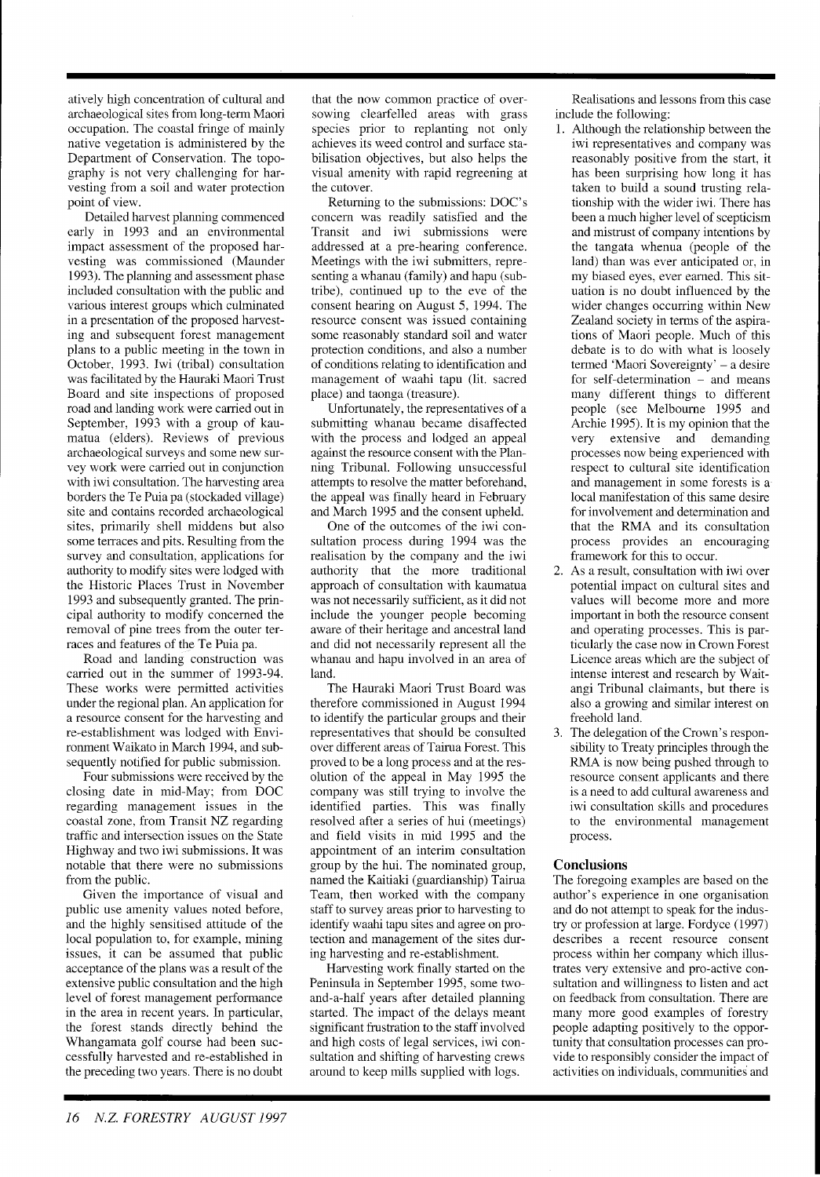atively high concentration of cultural and archaeological sites from long-term Maori occupation. The coastal fringe of mainly native vegetation is administered by the Department of Conservation. The topography is not very challenging for harvesting from a soil and water protection point of view.

Detailed harvest planning commenced early in 1993 and an environmental impact assessment of the proposed harvesting was commissioned (Maunder 1993). The planning and assessment phase included consultation with the public and various interest groups which culminated in a presentation of the proposed harvesting and subsequent forest management plans to a public meeting in the town in October, 1993. Iwi (tribal) consultation was facilitated by the Hauraki Maori Trust Board and site inspections of proposed road and landing work were carried out in September, 1993 with a group of kaumatua (elders). Reviews of previous archaeological surveys and some new survey work were carried out in conjunction with iwi consultation. The harvesting area borders the Te Puia pa (stockaded village) site and contains recorded archaeological sites, primarily shell middens but also some terraces and pits. Resulting from the survey and consultation, applications for authority to modify sites were lodged with the Historic Places Trust in November 1993 and subsequently granted. The principal authority to modify concerned the removal of pine trees from the outer terraces and features of the Te Puia pa.

Road and landing construction was carried out in the summer of 1993-94. These works were permitted activities under the regional plan. An application for a resource consent for the harvesting and re-establishment was lodged with Environment Waikato in March 1994, and subsequently notified for public submission.

Four submissions were received by the closing date in mid-May; from DOC regarding management issues in the coastal zone, from Transit NZ regarding traffic and intersection issues on the State Highway and two iwi submissions. It was notable that there were no submissions from the public.

Given the importance of visual and public use amenity values noted before, and the highly sensitised attitude of the local population to, for example, mining issues, it can be assumed that public acceptance of the plans was a result of the extensive public consultation and the high level of forest management performance in the area in recent years. In particular, the forest stands directly behind the Whangamata golf course had been successfully harvested and re-established in the preceding two years. There is no doubt that the now common practice of oversowing clearfelled areas with grass species prior to replanting not only achieves its weed control and surface stabilisation objectives, but also helps the visual amenity with rapid regreening at the cutover.

Returning to the submissions: DOC's concern was readily satisfied and the Transit and iwi submissions were addressed at a pre-hearing conference. Meetings with the iwi submitters, representing a whanau (family) and hapu (subtribe), continued up to the eve of the consent hearing on August 5, 1994. The resource consent was issued containing some reasonably standard soil and water protection conditions, and also a number of conditions relating to identification and management of waahi tapu (lit. sacred place) and taonga (treasure).

Unfortunately, the representatives of a submitting whanau became disaffected with the process and lodged an appeal against the resource consent with the Planning Tribunal. Following unsuccessful attempts to resolve the matter beforehand, the appeal was finally heard in February and March 1995 and the consent upheld.

One of the outcomes of the iwi consultation process during 1994 was the realisation by the company and the iwi authority that the more traditional approach of consultation with kaumatua was not necessarily sufficient, as it did not include the younger people becoming aware of their heritage and ancestral land and did not necessarily represent all the whanau and hapu involved in an area of land.

The Hauraki Maori Trust Board was therefore commissioned in August 1994 to identify the particular groups and their representatives that should be consulted over different areas of Tairua Forest. This proved to be a long process and at the resolution of the appeal in May 1995 the company was still trying to involve the identified parties. This was finally resolved after a series of hui (meetings) and field visits in mid 1995 and the appointment of an interim consultation group by the hui. The nominated group, named the Kaitiaki (guardianship) Tairua Team, then worked with the company staff to survey areas prior to harvesting to identify waahi tapu sites and agree on protection and management of the sites during harvesting and re-establishment.

Harvesting work finally started on the Peninsula in September 1995, some two-and-a-half years after detailed planning started. The impact of the delays meant significant frustration to the staff involved and high costs of legal services, iwi consultation and shifting of harvesting crews around to keep mills supplied with logs.

Realisations and lessons from this case include the following:

1. Although the relationship between the iwi representatives and company was reasonably positive from the start, it has been surprising how long it has taken to build a sound trusting relationship with the wider iwi. There has been a much higher level of scepticism and mistrust of company intentions by the tangata whenua (people of the land) than was ever anticipated or, in my biased eyes, ever earned. This situation is no doubt influenced by the wider changes occurring within New Zealand society in terms of the aspirations of Maori people. Much of this debate is to do with what is loosely termed 'Maori Sovereignty' – a desire for self-determination – and means many different things to different people (see Melbourne 1995 and Archie 1995). It is my opinion that the very extensive and demanding processes now being experienced with respect to cultural site identification and management in some forests is a local manifestation of this same desire for involvement and determination and that the RMA and its consultation process provides an encouraging framework for this to occur.
2. As a result, consultation with iwi over potential impact on cultural sites and values will become more and more important in both the resource consent and operating processes. This is particularly the case now in Crown Forest Licence areas which are the subject of intense interest and research by Waitangi Tribunal claimants, but there is also a growing and similar interest on freehold land.
3. The delegation of the Crown's responsibility to Treaty principles through the RMA is now being pushed through to resource consent applicants and there is a need to add cultural awareness and iwi consultation skills and procedures to the environmental management process.

## Conclusions

The foregoing examples are based on the author's experience in one organisation and do not attempt to speak for the industry or profession at large. Fordyce (1997) describes a recent resource consent process within her company which illustrates very extensive and pro-active consultation and willingness to listen and act on feedback from consultation. There are many more good examples of forestry people adapting positively to the opportunity that consultation processes can provide to responsibly consider the impact of activities on individuals, communities and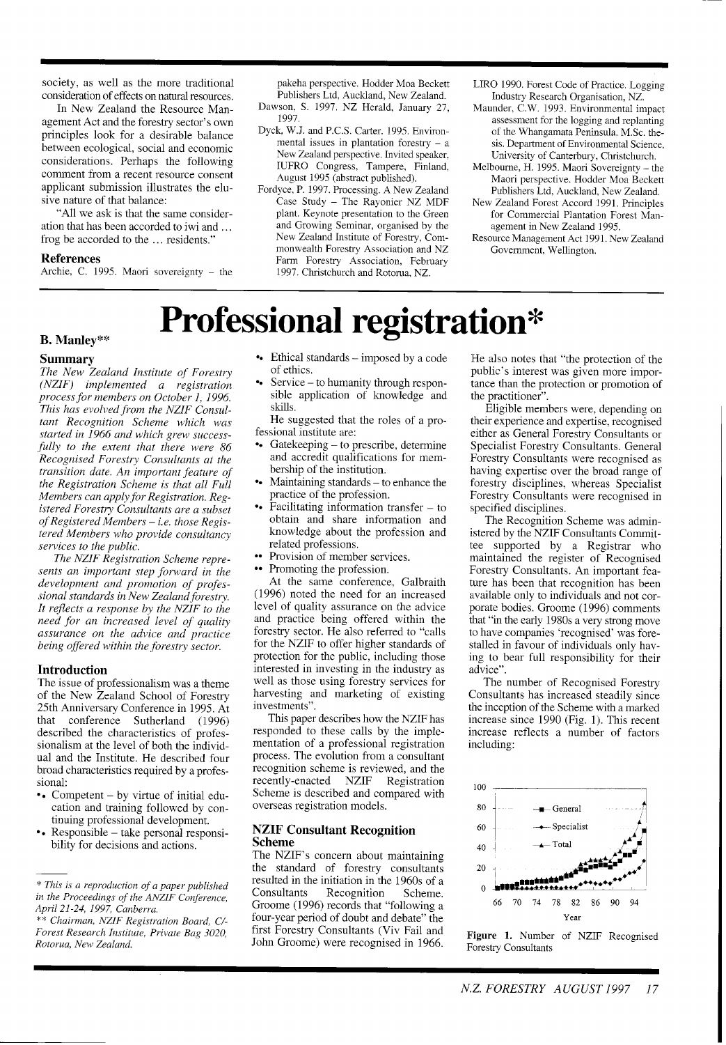society, as well as the more traditional consideration of effects on natural resources.

In New Zealand the Resource Management Act and the forestry sector's own principles look for a desirable balance between ecological, social and economic considerations. Perhaps the following comment from a recent resource consent applicant submission illustrates the elusive nature of that balance:

"All we ask is that the same consideration that has been accorded to iwi and ... frog be accorded to the ... residents."

### References

Archie, C. 1995. Maori sovereignty – the pakeha perspective. Hodder Moa Beckett Publishers Ltd, Auckland, New Zealand.

Dawson, S. 1997. NZ Herald, January 27, 1997.

Dyck, W.J. and P.C.S. Carter. 1995. Environmental issues in plantation forestry – a New Zealand perspective. Invited speaker, IUFRO Congress, Tampere, Finland, August 1995 (abstract published).

Fordyce, P. 1997. Processing. A New Zealand Case Study – The Rayonier NZ MDF plant. Keynote presentation to the Green and Growing Seminar, organised by the New Zealand Institute of Forestry, Commonwealth Forestry Association and NZ Farm Forestry Association, February 1997. Christchurch and Rotorua, NZ.

LIRO 1990. Forest Code of Practice. Logging Industry Research Organisation, NZ.

Maunder, C.W. 1993. Environmental impact assessment for the logging and replanting of the Whangamata Peninsula. M.Sc. thesis. Department of Environmental Science, University of Canterbury, Christchurch.

Melbourne, H. 1995. Maori Sovereignty – the Maori perspective. Hodder Moa Beckett Publishers Ltd, Auckland, New Zealand.

New Zealand Forest Accord 1991. Principles for Commercial Plantation Forest Management in New Zealand 1995.

Resource Management Act 1991. New Zealand Government, Wellington.

# Professional registration*

**B. Manley****

### Summary

*The New Zealand Institute of Forestry (NZIF) implemented a registration process for members on October 1, 1996. This has evolved from the NZIF Consultant Recognition Scheme which was started in 1966 and which grew successfully to the extent that there were 86 Recognised Forestry Consultants at the transition date. An important feature of the Registration Scheme is that all Full Members can apply for Registration. Registered Forestry Consultants are a subset of Registered Members – i.e. those Registered Members who provide consultancy services to the public.*

*The NZIF Registration Scheme represents an important step forward in the development and promotion of professional standards in New Zealand forestry. It reflects a response by the NZIF to the need for an increased level of quality assurance on the advice and practice being offered within the forestry sector.*

### Introduction

The issue of professionalism was a theme of the New Zealand School of Forestry 25th Anniversary Conference in 1995. At that conference Sutherland (1996) described the characteristics of professionalism at the level of both the individual and the Institute. He described four broad characteristics required by a professional:

- Competent – by virtue of initial education and training followed by continuing professional development.
- Responsible – take personal responsibility for decisions and actions.
- Ethical standards – imposed by a code of ethics.
- Service – to humanity through responsible application of knowledge and skills.

He suggested that the roles of a professional institute are:

- Gatekeeping – to prescribe, determine and accredit qualifications for membership of the institution.
- Maintaining standards – to enhance the practice of the profession.
- Facilitating information transfer – to obtain and share information and knowledge about the profession and related professions.
- Provision of member services.
- Promoting the profession.

At the same conference, Galbraith (1996) noted the need for an increased level of quality assurance on the advice and practice being offered within the forestry sector. He also referred to "calls for the NZIF to offer higher standards of protection for the public, including those interested in investing in the industry as well as those using forestry services for harvesting and marketing of existing investments".

This paper describes how the NZIF has responded to these calls by the implementation of a professional registration process. The evolution from a consultant recognition scheme is reviewed, and the recently-enacted NZIF Registration Scheme is described and compared with overseas registration models.

### NZIF Consultant Recognition Scheme

The NZIF's concern about maintaining the standard of forestry consultants resulted in the initiation in the 1960s of a Consultants Recognition Scheme. Groome (1996) records that "following a four-year period of doubt and debate" the first Forestry Consultants (Viv Fail and John Groome) were recognised in 1966.

He also notes that "the protection of the public's interest was given more importance than the protection or promotion of the practitioner".

Eligible members were, depending on their experience and expertise, recognised either as General Forestry Consultants or Specialist Forestry Consultants. General Forestry Consultants were recognised as having expertise over the broad range of forestry disciplines, whereas Specialist Forestry Consultants were recognised in specified disciplines.

The Recognition Scheme was administered by the NZIF Consultants Committee supported by a Registrar who maintained the register of Recognised Forestry Consultants. An important feature has been that recognition has been available only to individuals and not corporate bodies. Groome (1996) comments that "in the early 1980s a very strong move to have companies 'recognised' was forestalled in favour of individuals only having to bear full responsibility for their advice".

The number of Recognised Forestry Consultants has increased steadily since the inception of the Scheme with a marked increase since 1990 (Fig. 1). This recent increase reflects a number of factors including:

100
80
60
40
20
0
General
Specialist
Total
66 70 74 78 82 86 90 94
Year

**Figure 1.** Number of NZIF Recognised Forestry Consultants

---

\* *This is a reproduction of a paper published in the Proceedings of the ANZIF Conference, April 21-24, 1997, Canberra.*

\*\* *Chairman, NZIF Registration Board, C/- Forest Research Institute, Private Bag 3020, Rotorua, New Zealand.*